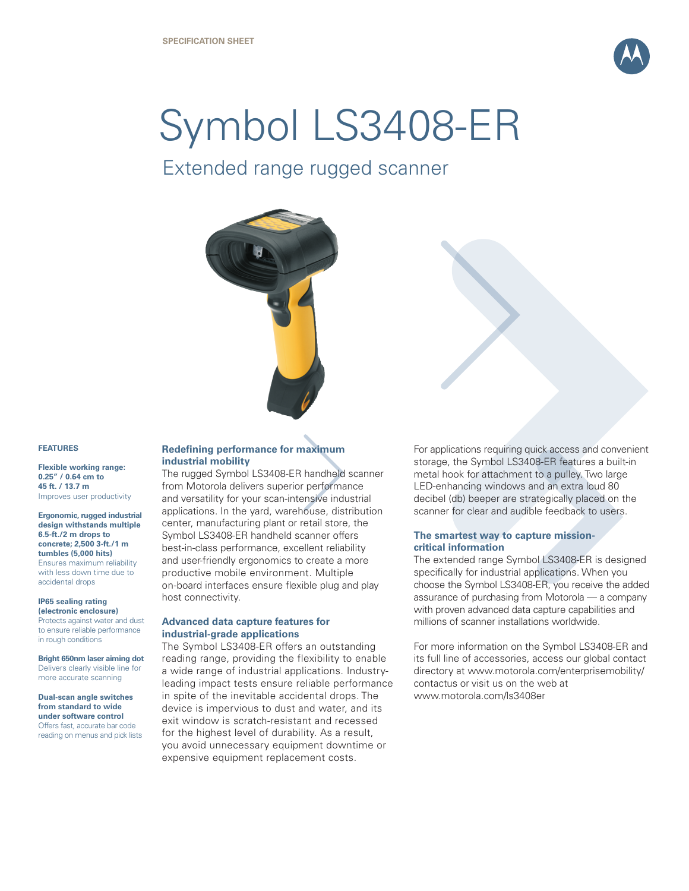SPECIFICATION SHEET

# Symbol LS3408-ER

## Extended range rugged scanner

### FEATURES

**Flexible working range: 0.25" / 0.64 cm to 45 ft. / 13.7 m**
Improves user productivity

**Ergonomic, rugged industrial design withstands multiple 6.5-ft./2 m drops to concrete; 2,500 3-ft./1 m tumbles (5,000 hits)**
Ensures maximum reliability with less down time due to accidental drops

**IP65 sealing rating (electronic enclosure)**
Protects against water and dust to ensure reliable performance in rough conditions

**Bright 650nm laser aiming dot**
Delivers clearly visible line for more accurate scanning

**Dual-scan angle switches from standard to wide under software control**
Offers fast, accurate bar code reading on menus and pick lists

### Redefining performance for maximum industrial mobility

The rugged Symbol LS3408-ER handheld scanner from Motorola delivers superior performance and versatility for your scan-intensive industrial applications. In the yard, warehouse, distribution center, manufacturing plant or retail store, the Symbol LS3408-ER handheld scanner offers best-in-class performance, excellent reliability and user-friendly ergonomics to create a more productive mobile environment. Multiple on-board interfaces ensure flexible plug and play host connectivity.

### Advanced data capture features for industrial-grade applications

The Symbol LS3408-ER offers an outstanding reading range, providing the flexibility to enable a wide range of industrial applications. Industry-leading impact tests ensure reliable performance in spite of the inevitable accidental drops. The device is impervious to dust and water, and its exit window is scratch-resistant and recessed for the highest level of durability. As a result, you avoid unnecessary equipment downtime or expensive equipment replacement costs.

For applications requiring quick access and convenient storage, the Symbol LS3408-ER features a built-in metal hook for attachment to a pulley. Two large LED-enhancing windows and an extra loud 80 decibel (db) beeper are strategically placed on the scanner for clear and audible feedback to users.

### The smartest way to capture mission-critical information

The extended range Symbol LS3408-ER is designed specifically for industrial applications. When you choose the Symbol LS3408-ER, you receive the added assurance of purchasing from Motorola — a company with proven advanced data capture capabilities and millions of scanner installations worldwide.

For more information on the Symbol LS3408-ER and its full line of accessories, access our global contact directory at www.motorola.com/enterprisemobility/contactus or visit us on the web at www.motorola.com/ls3408er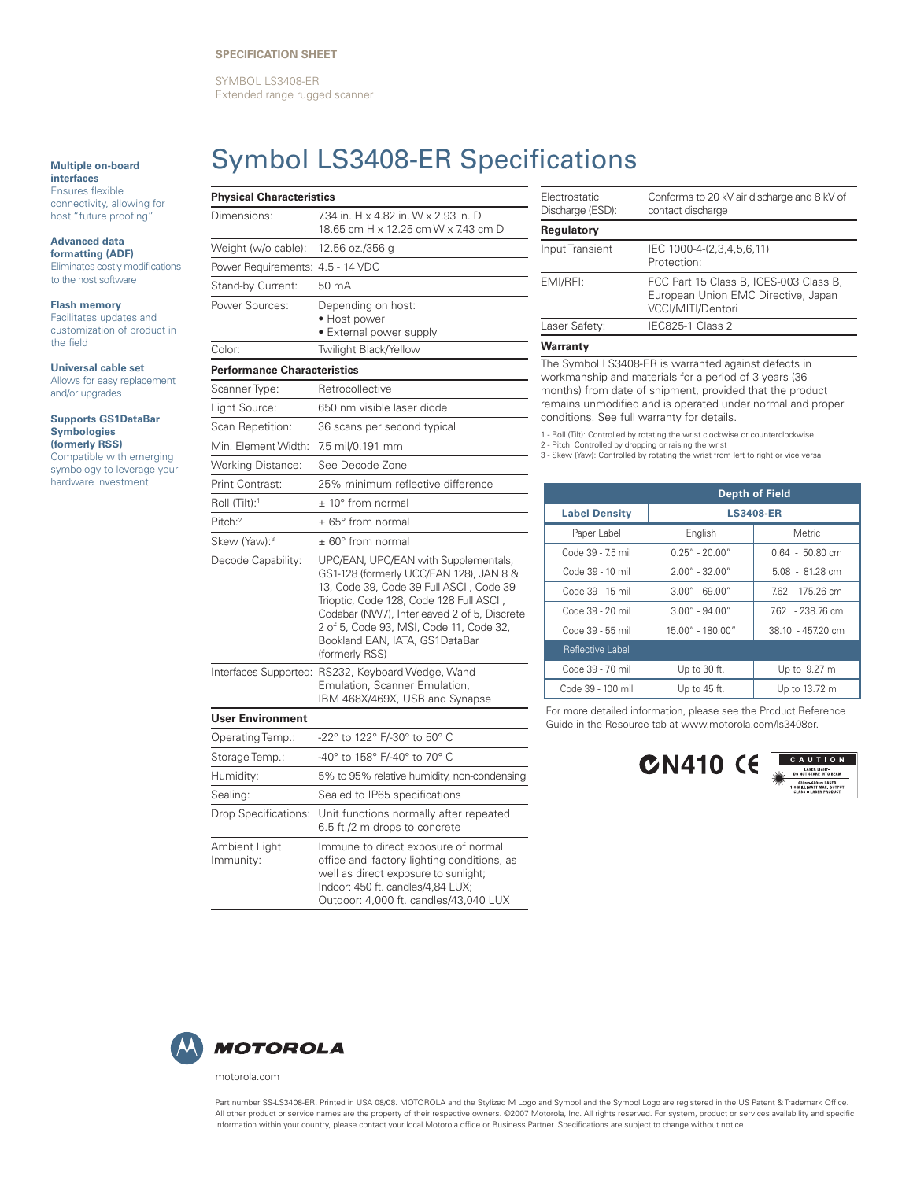SPECIFICATION SHEET

SYMBOL LS3408-ER
Extended range rugged scanner

**Multiple on-board interfaces**
Ensures flexible connectivity, allowing for host "future proofing"

**Advanced data formatting (ADF)**
Eliminates costly modifications to the host software

**Flash memory**
Facilitates updates and customization of product in the field

**Universal cable set**
Allows for easy replacement and/or upgrades

**Supports GS1DataBar Symbologies (formerly RSS)**
Compatible with emerging symbology to leverage your hardware investment

# Symbol LS3408-ER Specifications

| **Physical Characteristics** | |
|---|---|
| Dimensions: | 7.34 in. H x 4.82 in. W x 2.93 in. D<br>18.65 cm H x 12.25 cm W x 7.43 cm D |
| Weight (w/o cable): | 12.56 oz./356 g |
| Power Requirements: | 4.5 - 14 VDC |
| Stand-by Current: | 50 mA |
| Power Sources: | Depending on host:<br>• Host power<br>• External power supply |
| Color: | Twilight Black/Yellow |
| **Performance Characteristics** | |
| Scanner Type: | Retrocollective |
| Light Source: | 650 nm visible laser diode |
| Scan Repetition: | 36 scans per second typical |
| Min. Element Width: | 7.5 mil/0.191 mm |
| Working Distance: | See Decode Zone |
| Print Contrast: | 25% minimum reflective difference |
| Roll (Tilt):[1] | ± 10° from normal |
| Pitch:[2] | ± 65° from normal |
| Skew (Yaw):[3] | ± 60° from normal |
| Decode Capability: | UPC/EAN, UPC/EAN with Supplementals, GS1-128 (formerly UCC/EAN 128), JAN 8 & 13, Code 39, Code 39 Full ASCII, Code 39 Trioptic, Code 128, Code 128 Full ASCII, Codabar (NW7), Interleaved 2 of 5, Discrete 2 of 5, Code 93, MSI, Code 11, Code 32, Bookland EAN, IATA, GS1DataBar (formerly RSS) |
| Interfaces Supported: | RS232, Keyboard Wedge, Wand Emulation, Scanner Emulation, IBM 468X/469X, USB and Synapse |
| **User Environment** | |
| Operating Temp.: | -22° to 122° F/-30° to 50° C |
| Storage Temp.: | -40° to 158° F/-40° to 70° C |
| Humidity: | 5% to 95% relative humidity, non-condensing |
| Sealing: | Sealed to IP65 specifications |
| Drop Specifications: | Unit functions normally after repeated 6.5 ft./2 m drops to concrete |
| Ambient Light Immunity: | Immune to direct exposure of normal office and factory lighting conditions, as well as direct exposure to sunlight;<br>Indoor: 450 ft. candles/4,84 LUX;<br>Outdoor: 4,000 ft. candles/43,040 LUX |
| Electrostatic Discharge (ESD): | Conforms to 20 kV air discharge and 8 kV of contact discharge |
| **Regulatory** | |
| Input Transient Protection: | IEC 1000-4-(2,3,4,5,6,11) |
| EMI/RFI: | FCC Part 15 Class B, ICES-003 Class B, European Union EMC Directive, Japan VCCI/MITI/Dentori |
| Laser Safety: | IEC825-1 Class 2 |

**Warranty**

The Symbol LS3408-ER is warranted against defects in workmanship and materials for a period of 3 years (36 months) from date of shipment, provided that the product remains unmodified and is operated under normal and proper conditions. See full warranty for details.

1 - Roll (Tilt): Controlled by rotating the wrist clockwise or counterclockwise
2 - Pitch: Controlled by dropping or raising the wrist
3 - Skew (Yaw): Controlled by rotating the wrist from left to right or vice versa

| Depth of Field | | |
|---|---|---|
| **Label Density** | **LS3408-ER** | |
| Paper Label | English | Metric |
| Code 39 - 7.5 mil | 0.25" - 20.00" | 0.64 - 50.80 cm |
| Code 39 - 10 mil | 2.00" - 32.00" | 5.08 - 81.28 cm |
| Code 39 - 15 mil | 3.00" - 69.00" | 7.62 - 175.26 cm |
| Code 39 - 20 mil | 3.00" - 94.00" | 7.62 - 238.76 cm |
| Code 39 - 55 mil | 15.00" - 180.00" | 38.10 - 457.20 cm |
| Reflective Label | | |
| Code 39 - 70 mil | Up to 30 ft. | Up to 9.27 m |
| Code 39 - 100 mil | Up to 45 ft. | Up to 13.72 m |

For more detailed information, please see the Product Reference Guide in the Resource tab at www.motorola.com/ls3408er.

N410 CE

CAUTION
LASER LIGHT – DO NOT STARE INTO BEAM
CLASS II LASER PRODUCT

MOTOROLA

motorola.com

Part number SS-LS3408-ER. Printed in USA 08/08. MOTOROLA and the Stylized M Logo and Symbol and the Symbol Logo are registered in the US Patent & Trademark Office. All other product or service names are the property of their respective owners. ©2007 Motorola, Inc. All rights reserved. For system, product or services availability and specific information within your country, please contact your local Motorola office or Business Partner. Specifications are subject to change without notice.